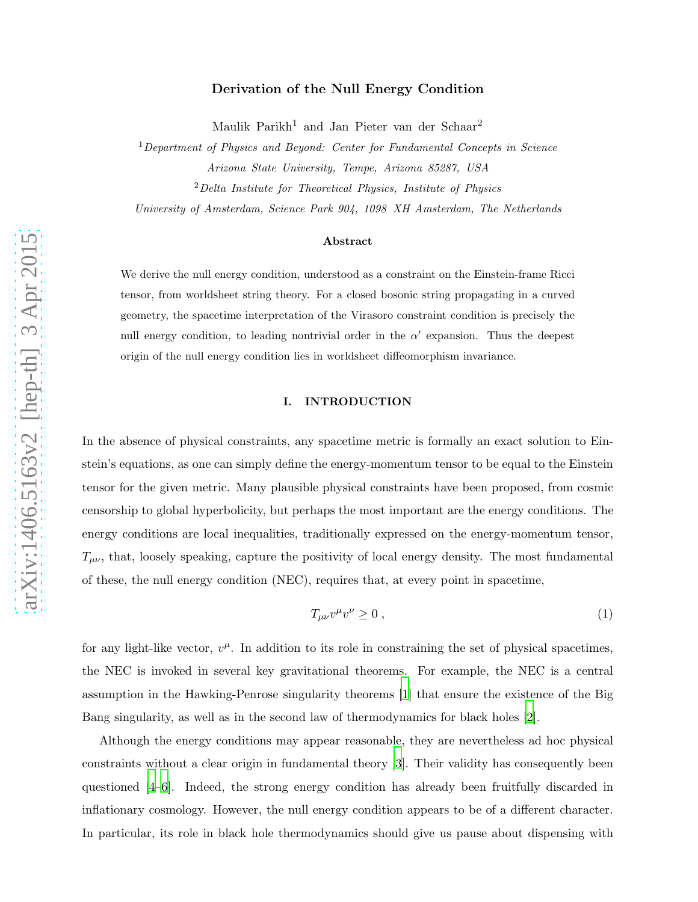# Derivation of the Null Energy Condition

Maulik Parikh[1] and Jan Pieter van der Schaar[2]

[1] *Department of Physics and Beyond: Center for Fundamental Concepts in Science*
*Arizona State University, Tempe, Arizona 85287, USA*

[2] *Delta Institute for Theoretical Physics, Institute of Physics*
*University of Amsterdam, Science Park 904, 1098 XH Amsterdam, The Netherlands*

### Abstract

We derive the null energy condition, understood as a constraint on the Einstein-frame Ricci tensor, from worldsheet string theory. For a closed bosonic string propagating in a curved geometry, the spacetime interpretation of the Virasoro constraint condition is precisely the null energy condition, to leading nontrivial order in the $\alpha'$ expansion. Thus the deepest origin of the null energy condition lies in worldsheet diffeomorphism invariance.

## I. INTRODUCTION

In the absence of physical constraints, any spacetime metric is formally an exact solution to Einstein's equations, as one can simply define the energy-momentum tensor to be equal to the Einstein tensor for the given metric. Many plausible physical constraints have been proposed, from cosmic censorship to global hyperbolicity, but perhaps the most important are the energy conditions. The energy conditions are local inequalities, traditionally expressed on the energy-momentum tensor, $T_{\mu\nu}$, that, loosely speaking, capture the positivity of local energy density. The most fundamental of these, the null energy condition (NEC), requires that, at every point in spacetime,

$$T_{\mu\nu} v^\mu v^\nu \geq 0 \,, \tag{1}$$

for any light-like vector, $v^\mu$. In addition to its role in constraining the set of physical spacetimes, the NEC is invoked in several key gravitational theorems. For example, the NEC is a central assumption in the Hawking-Penrose singularity theorems [1] that ensure the existence of the Big Bang singularity, as well as in the second law of thermodynamics for black holes [2].

Although the energy conditions may appear reasonable, they are nevertheless ad hoc physical constraints without a clear origin in fundamental theory [3]. Their validity has consequently been questioned [4–6]. Indeed, the strong energy condition has already been fruitfully discarded in inflationary cosmology. However, the null energy condition appears to be of a different character. In particular, its role in black hole thermodynamics should give us pause about dispensing with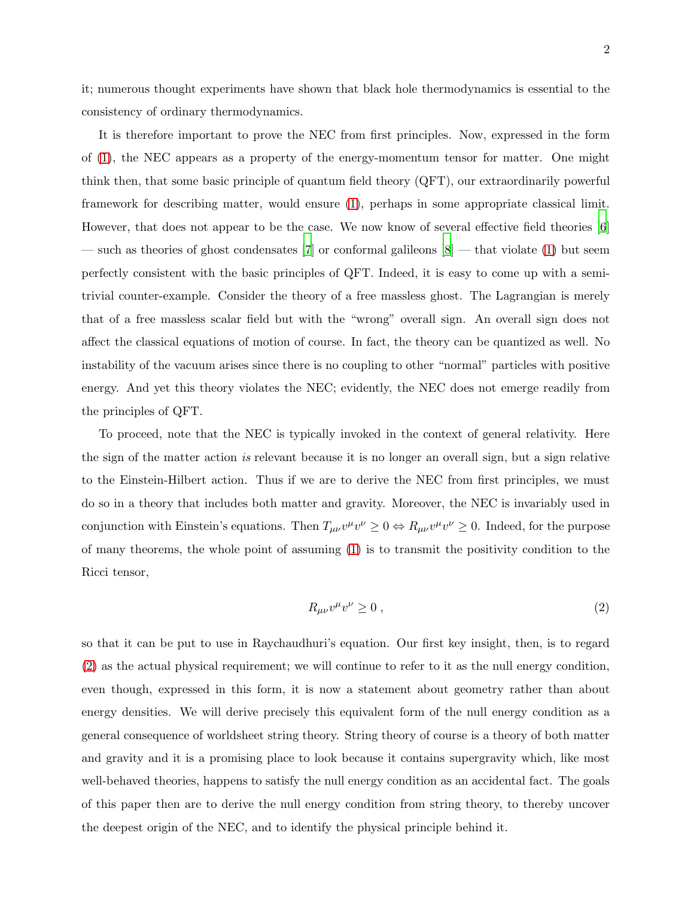it; numerous thought experiments have shown that black hole thermodynamics is essential to the consistency of ordinary thermodynamics.

It is therefore important to prove the NEC from first principles. Now, expressed in the form of (1), the NEC appears as a property of the energy-momentum tensor for matter. One might think then, that some basic principle of quantum field theory (QFT), our extraordinarily powerful framework for describing matter, would ensure (1), perhaps in some appropriate classical limit. However, that does not appear to be the case. We now know of several effective field theories [6] — such as theories of ghost condensates [7] or conformal galileons [8] — that violate (1) but seem perfectly consistent with the basic principles of QFT. Indeed, it is easy to come up with a semi-trivial counter-example. Consider the theory of a free massless ghost. The Lagrangian is merely that of a free massless scalar field but with the "wrong" overall sign. An overall sign does not affect the classical equations of motion of course. In fact, the theory can be quantized as well. No instability of the vacuum arises since there is no coupling to other "normal" particles with positive energy. And yet this theory violates the NEC; evidently, the NEC does not emerge readily from the principles of QFT.

To proceed, note that the NEC is typically invoked in the context of general relativity. Here the sign of the matter action *is* relevant because it is no longer an overall sign, but a sign relative to the Einstein-Hilbert action. Thus if we are to derive the NEC from first principles, we must do so in a theory that includes both matter and gravity. Moreover, the NEC is invariably used in conjunction with Einstein's equations. Then $T_{\mu\nu}v^\mu v^\nu \geq 0 \Leftrightarrow R_{\mu\nu}v^\mu v^\nu \geq 0$. Indeed, for the purpose of many theorems, the whole point of assuming (1) is to transmit the positivity condition to the Ricci tensor,

$$R_{\mu\nu}v^\mu v^\nu \geq 0 \,, \tag{2}$$

so that it can be put to use in Raychaudhuri's equation. Our first key insight, then, is to regard (2) as the actual physical requirement; we will continue to refer to it as the null energy condition, even though, expressed in this form, it is now a statement about geometry rather than about energy densities. We will derive precisely this equivalent form of the null energy condition as a general consequence of worldsheet string theory. String theory of course is a theory of both matter and gravity and it is a promising place to look because it contains supergravity which, like most well-behaved theories, happens to satisfy the null energy condition as an accidental fact. The goals of this paper then are to derive the null energy condition from string theory, to thereby uncover the deepest origin of the NEC, and to identify the physical principle behind it.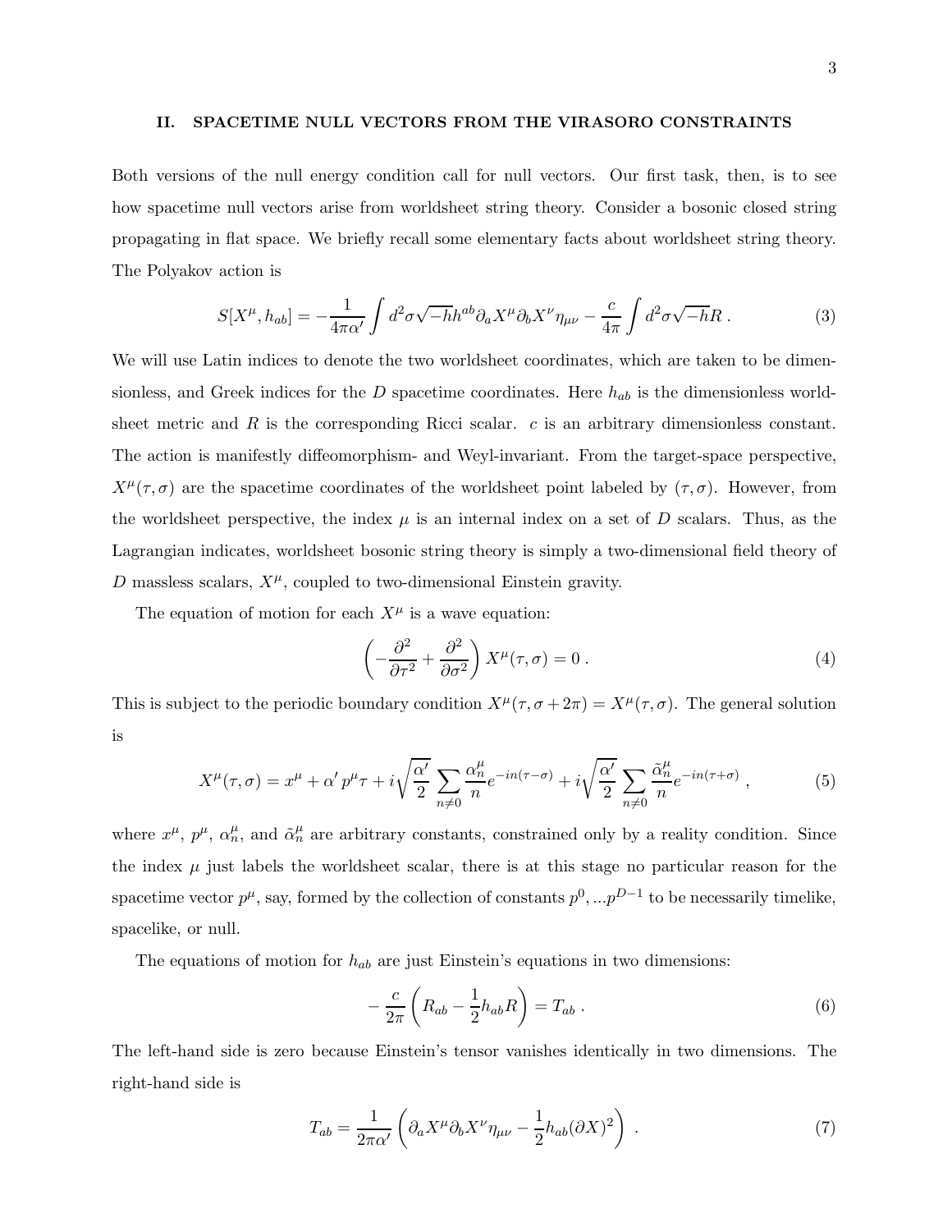## II. SPACETIME NULL VECTORS FROM THE VIRASORO CONSTRAINTS

Both versions of the null energy condition call for null vectors. Our first task, then, is to see how spacetime null vectors arise from worldsheet string theory. Consider a bosonic closed string propagating in flat space. We briefly recall some elementary facts about worldsheet string theory. The Polyakov action is

$$S[X^\mu, h_{ab}] = -\frac{1}{4\pi\alpha'}\int d^2\sigma\sqrt{-h}h^{ab}\partial_a X^\mu \partial_b X^\nu \eta_{\mu\nu} - \frac{c}{4\pi}\int d^2\sigma\sqrt{-h}R\;. \tag{3}$$

We will use Latin indices to denote the two worldsheet coordinates, which are taken to be dimensionless, and Greek indices for the $D$ spacetime coordinates. Here $h_{ab}$ is the dimensionless worldsheet metric and $R$ is the corresponding Ricci scalar. $c$ is an arbitrary dimensionless constant. The action is manifestly diffeomorphism- and Weyl-invariant. From the target-space perspective, $X^\mu(\tau,\sigma)$ are the spacetime coordinates of the worldsheet point labeled by $(\tau,\sigma)$. However, from the worldsheet perspective, the index $\mu$ is an internal index on a set of $D$ scalars. Thus, as the Lagrangian indicates, worldsheet bosonic string theory is simply a two-dimensional field theory of $D$ massless scalars, $X^\mu$, coupled to two-dimensional Einstein gravity.

The equation of motion for each $X^\mu$ is a wave equation:

$$\left(-\frac{\partial^2}{\partial\tau^2} + \frac{\partial^2}{\partial\sigma^2}\right)X^\mu(\tau,\sigma) = 0\;. \tag{4}$$

This is subject to the periodic boundary condition $X^\mu(\tau,\sigma+2\pi) = X^\mu(\tau,\sigma)$. The general solution is

$$X^\mu(\tau,\sigma) = x^\mu + \alpha'\,p^\mu\tau + i\sqrt{\frac{\alpha'}{2}}\sum_{n\neq 0}\frac{\alpha^\mu_n}{n}e^{-in(\tau-\sigma)} + i\sqrt{\frac{\alpha'}{2}}\sum_{n\neq 0}\frac{\tilde{\alpha}^\mu_n}{n}e^{-in(\tau+\sigma)}\;, \tag{5}$$

where $x^\mu$, $p^\mu$, $\alpha^\mu_n$, and $\tilde{\alpha}^\mu_n$ are arbitrary constants, constrained only by a reality condition. Since the index $\mu$ just labels the worldsheet scalar, there is at this stage no particular reason for the spacetime vector $p^\mu$, say, formed by the collection of constants $p^0, \ldots p^{D-1}$ to be necessarily timelike, spacelike, or null.

The equations of motion for $h_{ab}$ are just Einstein's equations in two dimensions:

$$-\frac{c}{2\pi}\left(R_{ab} - \frac{1}{2}h_{ab}R\right) = T_{ab}\;. \tag{6}$$

The left-hand side is zero because Einstein's tensor vanishes identically in two dimensions. The right-hand side is

$$T_{ab} = \frac{1}{2\pi\alpha'}\left(\partial_a X^\mu \partial_b X^\nu \eta_{\mu\nu} - \frac{1}{2}h_{ab}(\partial X)^2\right)\;. \tag{7}$$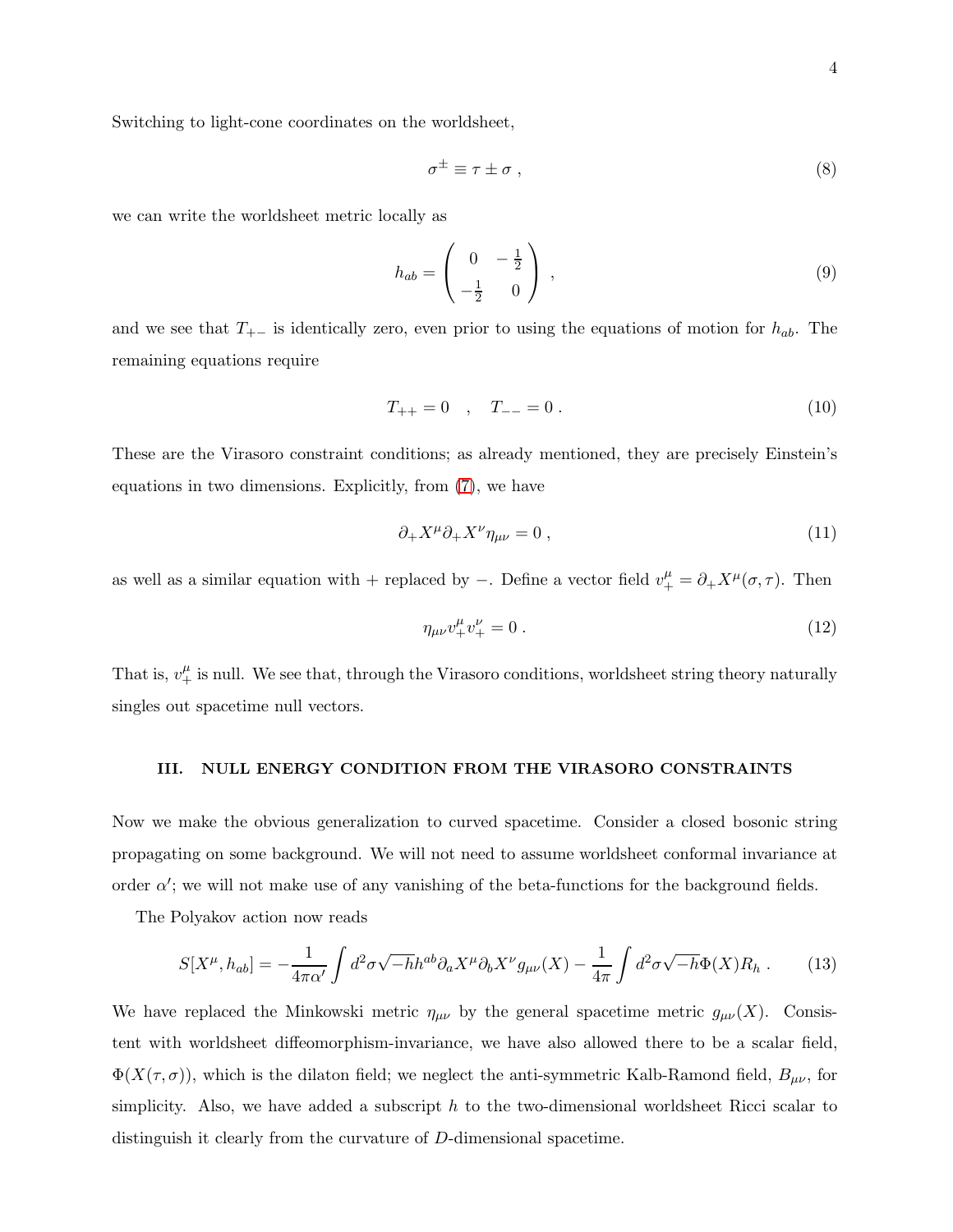Switching to light-cone coordinates on the worldsheet,

$$\sigma^{\pm} \equiv \tau \pm \sigma \ , \tag{8}$$

we can write the worldsheet metric locally as

$$h_{ab} = \begin{pmatrix} 0 & -\frac{1}{2} \\ -\frac{1}{2} & 0 \end{pmatrix} \ , \tag{9}$$

and we see that $T_{+-}$ is identically zero, even prior to using the equations of motion for $h_{ab}$. The remaining equations require

$$T_{++} = 0 \quad , \quad T_{--} = 0 \ . \tag{10}$$

These are the Virasoro constraint conditions; as already mentioned, they are precisely Einstein's equations in two dimensions. Explicitly, from (7), we have

$$\partial_+ X^\mu \partial_+ X^\nu \eta_{\mu\nu} = 0 \ , \tag{11}$$

as well as a similar equation with $+$ replaced by $-$. Define a vector field $v_+^\mu = \partial_+ X^\mu(\sigma, \tau)$. Then

$$\eta_{\mu\nu} v_+^\mu v_+^\nu = 0 \ . \tag{12}$$

That is, $v_+^\mu$ is null. We see that, through the Virasoro conditions, worldsheet string theory naturally singles out spacetime null vectors.

## III. NULL ENERGY CONDITION FROM THE VIRASORO CONSTRAINTS

Now we make the obvious generalization to curved spacetime. Consider a closed bosonic string propagating on some background. We will not need to assume worldsheet conformal invariance at order $\alpha'$; we will not make use of any vanishing of the beta-functions for the background fields.

The Polyakov action now reads

$$S[X^\mu, h_{ab}] = -\frac{1}{4\pi\alpha'} \int d^2\sigma \sqrt{-h} h^{ab} \partial_a X^\mu \partial_b X^\nu g_{\mu\nu}(X) - \frac{1}{4\pi} \int d^2\sigma \sqrt{-h} \Phi(X) R_h \ . \tag{13}$$

We have replaced the Minkowski metric $\eta_{\mu\nu}$ by the general spacetime metric $g_{\mu\nu}(X)$. Consistent with worldsheet diffeomorphism-invariance, we have also allowed there to be a scalar field, $\Phi(X(\tau, \sigma))$, which is the dilaton field; we neglect the anti-symmetric Kalb-Ramond field, $B_{\mu\nu}$, for simplicity. Also, we have added a subscript $h$ to the two-dimensional worldsheet Ricci scalar to distinguish it clearly from the curvature of $D$-dimensional spacetime.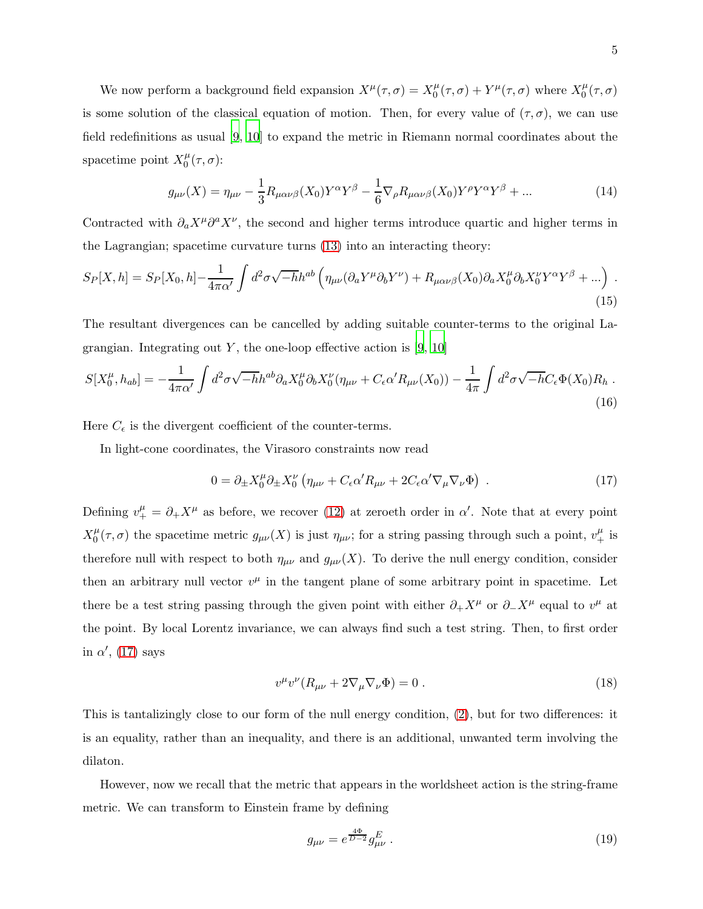We now perform a background field expansion $X^\mu(\tau,\sigma) = X_0^\mu(\tau,\sigma) + Y^\mu(\tau,\sigma)$ where $X_0^\mu(\tau,\sigma)$ is some solution of the classical equation of motion. Then, for every value of $(\tau,\sigma)$, we can use field redefinitions as usual [9, 10] to expand the metric in Riemann normal coordinates about the spacetime point $X_0^\mu(\tau,\sigma)$:

$$g_{\mu\nu}(X) = \eta_{\mu\nu} - \frac{1}{3}R_{\mu\alpha\nu\beta}(X_0)Y^\alpha Y^\beta - \frac{1}{6}\nabla_\rho R_{\mu\alpha\nu\beta}(X_0)Y^\rho Y^\alpha Y^\beta + ... \tag{14}$$

Contracted with $\partial_a X^\mu \partial^a X^\nu$, the second and higher terms introduce quartic and higher terms in the Lagrangian; spacetime curvature turns (13) into an interacting theory:

$$S_P[X,h] = S_P[X_0,h] - \frac{1}{4\pi\alpha'}\int d^2\sigma \sqrt{-h}h^{ab}\left(\eta_{\mu\nu}(\partial_a Y^\mu \partial_b Y^\nu) + R_{\mu\alpha\nu\beta}(X_0)\partial_a X_0^\mu \partial_b X_0^\nu Y^\alpha Y^\beta + ...\right) . \tag{15}$$

The resultant divergences can be cancelled by adding suitable counter-terms to the original Lagrangian. Integrating out $Y$, the one-loop effective action is [9, 10]

$$S[X_0^\mu, h_{ab}] = -\frac{1}{4\pi\alpha'}\int d^2\sigma\sqrt{-h}h^{ab}\partial_a X_0^\mu \partial_b X_0^\nu(\eta_{\mu\nu} + C_\epsilon \alpha' R_{\mu\nu}(X_0)) - \frac{1}{4\pi}\int d^2\sigma\sqrt{-h}C_\epsilon \Phi(X_0)R_h . \tag{16}$$

Here $C_\epsilon$ is the divergent coefficient of the counter-terms.

In light-cone coordinates, the Virasoro constraints now read

$$0 = \partial_\pm X_0^\mu \partial_\pm X_0^\nu \left(\eta_{\mu\nu} + C_\epsilon\alpha' R_{\mu\nu} + 2C_\epsilon\alpha'\nabla_\mu\nabla_\nu\Phi\right) . \tag{17}$$

Defining $v_+^\mu = \partial_+ X^\mu$ as before, we recover (12) at zeroeth order in $\alpha'$. Note that at every point $X_0^\mu(\tau,\sigma)$ the spacetime metric $g_{\mu\nu}(X)$ is just $\eta_{\mu\nu}$; for a string passing through such a point, $v_+^\mu$ is therefore null with respect to both $\eta_{\mu\nu}$ and $g_{\mu\nu}(X)$. To derive the null energy condition, consider then an arbitrary null vector $v^\mu$ in the tangent plane of some arbitrary point in spacetime. Let there be a test string passing through the given point with either $\partial_+ X^\mu$ or $\partial_- X^\mu$ equal to $v^\mu$ at the point. By local Lorentz invariance, we can always find such a test string. Then, to first order in $\alpha'$, (17) says

$$v^\mu v^\nu (R_{\mu\nu} + 2\nabla_\mu\nabla_\nu\Phi) = 0 . \tag{18}$$

This is tantalizingly close to our form of the null energy condition, (2), but for two differences: it is an equality, rather than an inequality, and there is an additional, unwanted term involving the dilaton.

However, now we recall that the metric that appears in the worldsheet action is the string-frame metric. We can transform to Einstein frame by defining

$$g_{\mu\nu} = e^{\frac{4\Phi}{D-2}} g^E_{\mu\nu} . \tag{19}$$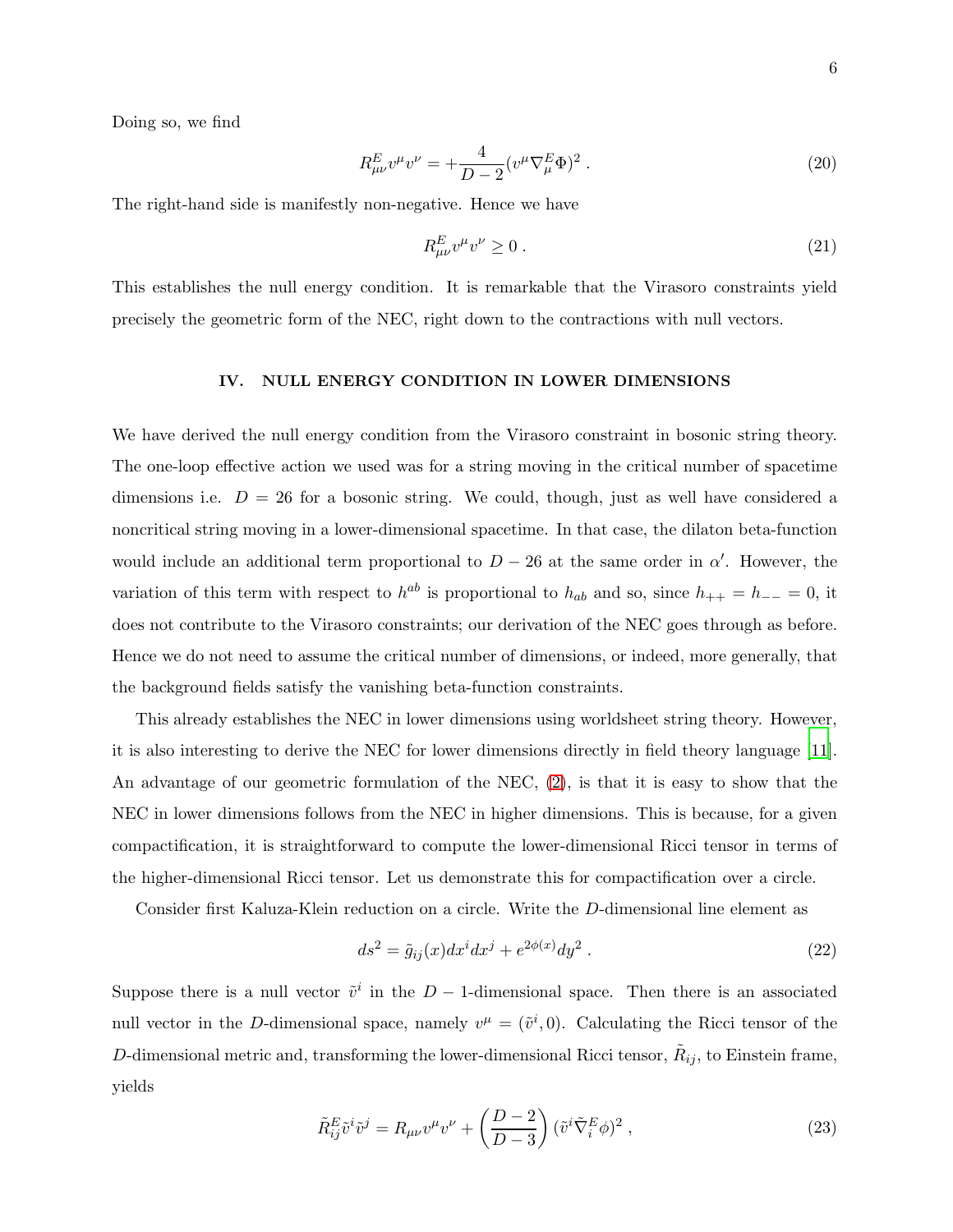Doing so, we find

$$
R^E_{\mu\nu} v^\mu v^\nu = +\frac{4}{D-2} (v^\mu \nabla^E_\mu \Phi)^2 \; . \tag{20}
$$

The right-hand side is manifestly non-negative. Hence we have

$$
R^E_{\mu\nu} v^\mu v^\nu \geq 0 \; . \tag{21}
$$

This establishes the null energy condition. It is remarkable that the Virasoro constraints yield precisely the geometric form of the NEC, right down to the contractions with null vectors.

## IV. NULL ENERGY CONDITION IN LOWER DIMENSIONS

We have derived the null energy condition from the Virasoro constraint in bosonic string theory. The one-loop effective action we used was for a string moving in the critical number of spacetime dimensions i.e. $D = 26$ for a bosonic string. We could, though, just as well have considered a noncritical string moving in a lower-dimensional spacetime. In that case, the dilaton beta-function would include an additional term proportional to $D - 26$ at the same order in $\alpha'$. However, the variation of this term with respect to $h^{ab}$ is proportional to $h_{ab}$ and so, since $h_{++} = h_{--} = 0$, it does not contribute to the Virasoro constraints; our derivation of the NEC goes through as before. Hence we do not need to assume the critical number of dimensions, or indeed, more generally, that the background fields satisfy the vanishing beta-function constraints.

This already establishes the NEC in lower dimensions using worldsheet string theory. However, it is also interesting to derive the NEC for lower dimensions directly in field theory language [11]. An advantage of our geometric formulation of the NEC, (2), is that it is easy to show that the NEC in lower dimensions follows from the NEC in higher dimensions. This is because, for a given compactification, it is straightforward to compute the lower-dimensional Ricci tensor in terms of the higher-dimensional Ricci tensor. Let us demonstrate this for compactification over a circle.

Consider first Kaluza-Klein reduction on a circle. Write the $D$-dimensional line element as

$$
ds^2 = \tilde{g}_{ij}(x) dx^i dx^j + e^{2\phi(x)} dy^2 \; . \tag{22}
$$

Suppose there is a null vector $\tilde{v}^i$ in the $D-1$-dimensional space. Then there is an associated null vector in the $D$-dimensional space, namely $v^\mu = (\tilde{v}^i, 0)$. Calculating the Ricci tensor of the $D$-dimensional metric and, transforming the lower-dimensional Ricci tensor, $\tilde{R}_{ij}$, to Einstein frame, yields

$$
\tilde{R}^E_{ij} \tilde{v}^i \tilde{v}^j = R_{\mu\nu} v^\mu v^\nu + \left( \frac{D-2}{D-3} \right) (\tilde{v}^i \tilde{\nabla}^E_i \phi)^2 \; , \tag{23}
$$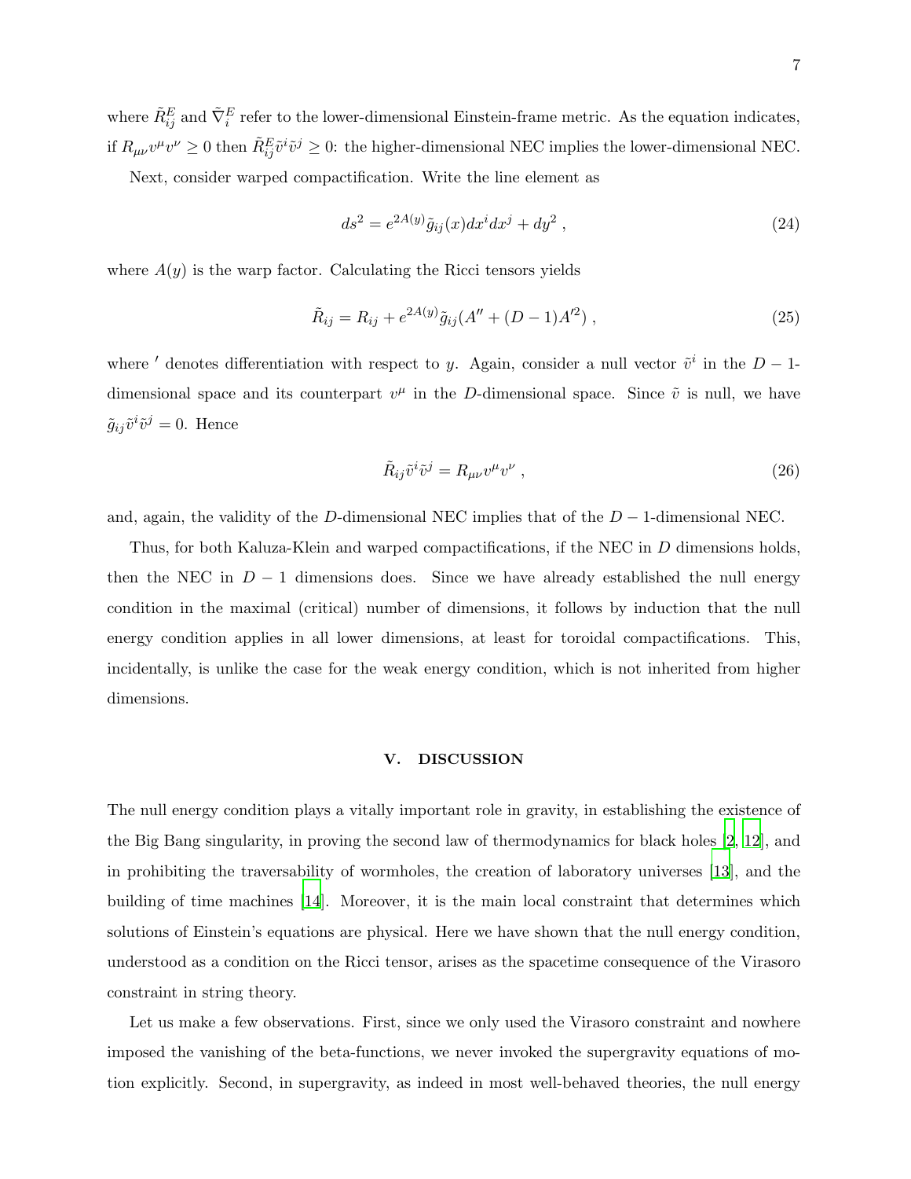where $\tilde{R}^E_{ij}$ and $\tilde{\nabla}^E_i$ refer to the lower-dimensional Einstein-frame metric. As the equation indicates, if $R_{\mu\nu}v^\mu v^\nu \geq 0$ then $\tilde{R}^E_{ij}\tilde{v}^i\tilde{v}^j \geq 0$: the higher-dimensional NEC implies the lower-dimensional NEC.

Next, consider warped compactification. Write the line element as

$$ds^2 = e^{2A(y)}\tilde{g}_{ij}(x)dx^i dx^j + dy^2 \ , \tag{24}$$

where $A(y)$ is the warp factor. Calculating the Ricci tensors yields

$$\tilde{R}_{ij} = R_{ij} + e^{2A(y)}\tilde{g}_{ij}(A'' + (D-1)A'^2) \ , \tag{25}$$

where $'$ denotes differentiation with respect to $y$. Again, consider a null vector $\tilde{v}^i$ in the $D-1$-dimensional space and its counterpart $v^\mu$ in the $D$-dimensional space. Since $\tilde{v}$ is null, we have $\tilde{g}_{ij}\tilde{v}^i\tilde{v}^j = 0$. Hence

$$\tilde{R}_{ij}\tilde{v}^i\tilde{v}^j = R_{\mu\nu}v^\mu v^\nu \ , \tag{26}$$

and, again, the validity of the $D$-dimensional NEC implies that of the $D-1$-dimensional NEC.

Thus, for both Kaluza-Klein and warped compactifications, if the NEC in $D$ dimensions holds, then the NEC in $D-1$ dimensions does. Since we have already established the null energy condition in the maximal (critical) number of dimensions, it follows by induction that the null energy condition applies in all lower dimensions, at least for toroidal compactifications. This, incidentally, is unlike the case for the weak energy condition, which is not inherited from higher dimensions.

## V. DISCUSSION

The null energy condition plays a vitally important role in gravity, in establishing the existence of the Big Bang singularity, in proving the second law of thermodynamics for black holes [2, 12], and in prohibiting the traversability of wormholes, the creation of laboratory universes [13], and the building of time machines [14]. Moreover, it is the main local constraint that determines which solutions of Einstein's equations are physical. Here we have shown that the null energy condition, understood as a condition on the Ricci tensor, arises as the spacetime consequence of the Virasoro constraint in string theory.

Let us make a few observations. First, since we only used the Virasoro constraint and nowhere imposed the vanishing of the beta-functions, we never invoked the supergravity equations of motion explicitly. Second, in supergravity, as indeed in most well-behaved theories, the null energy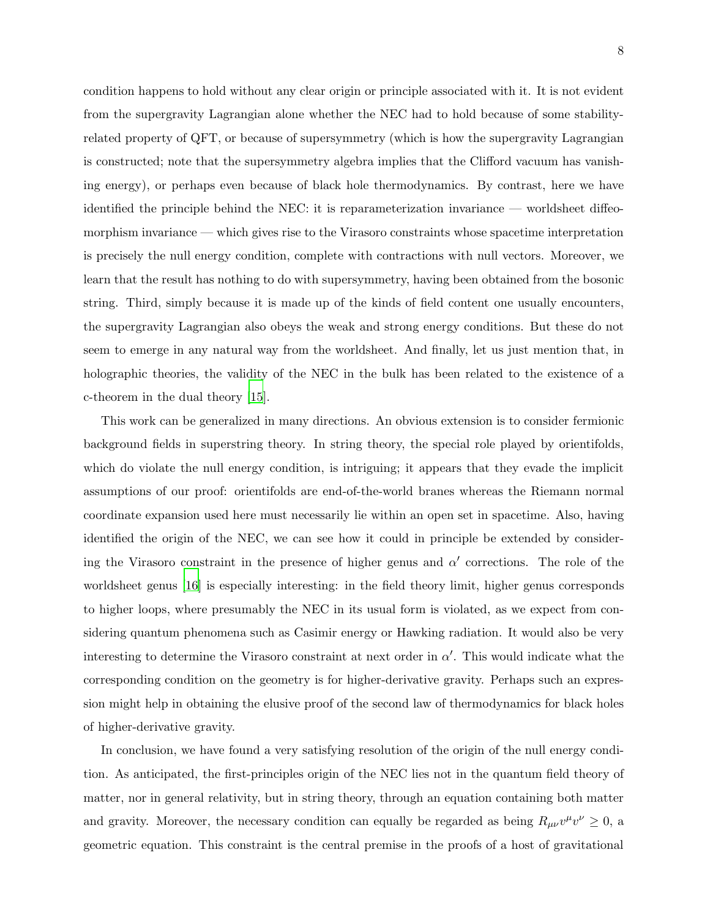condition happens to hold without any clear origin or principle associated with it. It is not evident from the supergravity Lagrangian alone whether the NEC had to hold because of some stability-related property of QFT, or because of supersymmetry (which is how the supergravity Lagrangian is constructed; note that the supersymmetry algebra implies that the Clifford vacuum has vanishing energy), or perhaps even because of black hole thermodynamics. By contrast, here we have identified the principle behind the NEC: it is reparameterization invariance — worldsheet diffeomorphism invariance — which gives rise to the Virasoro constraints whose spacetime interpretation is precisely the null energy condition, complete with contractions with null vectors. Moreover, we learn that the result has nothing to do with supersymmetry, having been obtained from the bosonic string. Third, simply because it is made up of the kinds of field content one usually encounters, the supergravity Lagrangian also obeys the weak and strong energy conditions. But these do not seem to emerge in any natural way from the worldsheet. And finally, let us just mention that, in holographic theories, the validity of the NEC in the bulk has been related to the existence of a c-theorem in the dual theory [15].

This work can be generalized in many directions. An obvious extension is to consider fermionic background fields in superstring theory. In string theory, the special role played by orientifolds, which do violate the null energy condition, is intriguing; it appears that they evade the implicit assumptions of our proof: orientifolds are end-of-the-world branes whereas the Riemann normal coordinate expansion used here must necessarily lie within an open set in spacetime. Also, having identified the origin of the NEC, we can see how it could in principle be extended by considering the Virasoro constraint in the presence of higher genus and $\alpha'$ corrections. The role of the worldsheet genus [16] is especially interesting: in the field theory limit, higher genus corresponds to higher loops, where presumably the NEC in its usual form is violated, as we expect from considering quantum phenomena such as Casimir energy or Hawking radiation. It would also be very interesting to determine the Virasoro constraint at next order in $\alpha'$. This would indicate what the corresponding condition on the geometry is for higher-derivative gravity. Perhaps such an expression might help in obtaining the elusive proof of the second law of thermodynamics for black holes of higher-derivative gravity.

In conclusion, we have found a very satisfying resolution of the origin of the null energy condition. As anticipated, the first-principles origin of the NEC lies not in the quantum field theory of matter, nor in general relativity, but in string theory, through an equation containing both matter and gravity. Moreover, the necessary condition can equally be regarded as being $R_{\mu\nu}v^\mu v^\nu \geq 0$, a geometric equation. This constraint is the central premise in the proofs of a host of gravitational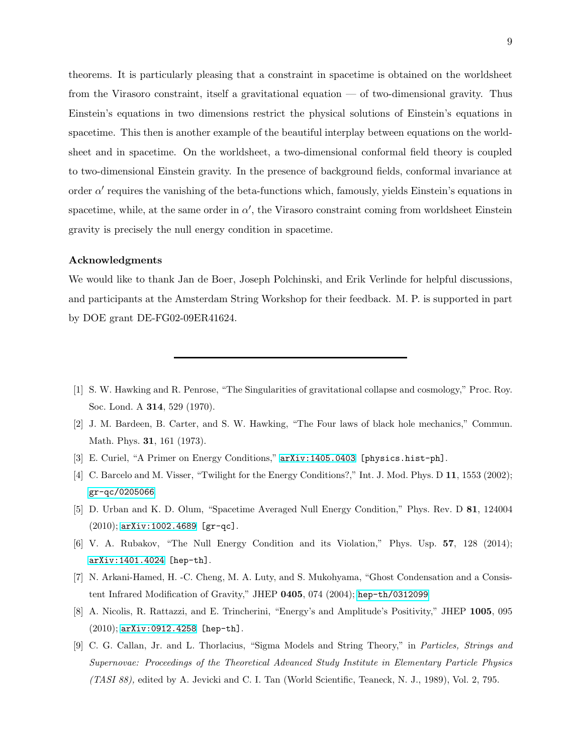theorems. It is particularly pleasing that a constraint in spacetime is obtained on the worldsheet from the Virasoro constraint, itself a gravitational equation — of two-dimensional gravity. Thus Einstein's equations in two dimensions restrict the physical solutions of Einstein's equations in spacetime. This then is another example of the beautiful interplay between equations on the worldsheet and in spacetime. On the worldsheet, a two-dimensional conformal field theory is coupled to two-dimensional Einstein gravity. In the presence of background fields, conformal invariance at order $\alpha'$ requires the vanishing of the beta-functions which, famously, yields Einstein's equations in spacetime, while, at the same order in $\alpha'$, the Virasoro constraint coming from worldsheet Einstein gravity is precisely the null energy condition in spacetime.

### Acknowledgments

We would like to thank Jan de Boer, Joseph Polchinski, and Erik Verlinde for helpful discussions, and participants at the Amsterdam String Workshop for their feedback. M. P. is supported in part by DOE grant DE-FG02-09ER41624.

---

[1] S. W. Hawking and R. Penrose, "The Singularities of gravitational collapse and cosmology," Proc. Roy. Soc. Lond. A **314**, 529 (1970).

[2] J. M. Bardeen, B. Carter, and S. W. Hawking, "The Four laws of black hole mechanics," Commun. Math. Phys. **31**, 161 (1973).

[3] E. Curiel, "A Primer on Energy Conditions," arXiv:1405.0403 [physics.hist-ph].

[4] C. Barcelo and M. Visser, "Twilight for the Energy Conditions?," Int. J. Mod. Phys. D **11**, 1553 (2002); gr-qc/0205066.

[5] D. Urban and K. D. Olum, "Spacetime Averaged Null Energy Condition," Phys. Rev. D **81**, 124004 (2010); arXiv:1002.4689 [gr-qc].

[6] V. A. Rubakov, "The Null Energy Condition and its Violation," Phys. Usp. **57**, 128 (2014); arXiv:1401.4024 [hep-th].

[7] N. Arkani-Hamed, H. -C. Cheng, M. A. Luty, and S. Mukohyama, "Ghost Condensation and a Consistent Infrared Modification of Gravity," JHEP **0405**, 074 (2004); hep-th/0312099.

[8] A. Nicolis, R. Rattazzi, and E. Trincherini, "Energy's and Amplitude's Positivity," JHEP **1005**, 095 (2010); arXiv:0912.4258 [hep-th].

[9] C. G. Callan, Jr. and L. Thorlacius, "Sigma Models and String Theory," in *Particles, Strings and Supernovae: Proceedings of the Theoretical Advanced Study Institute in Elementary Particle Physics (TASI 88),* edited by A. Jevicki and C. I. Tan (World Scientific, Teaneck, N. J., 1989), Vol. 2, 795.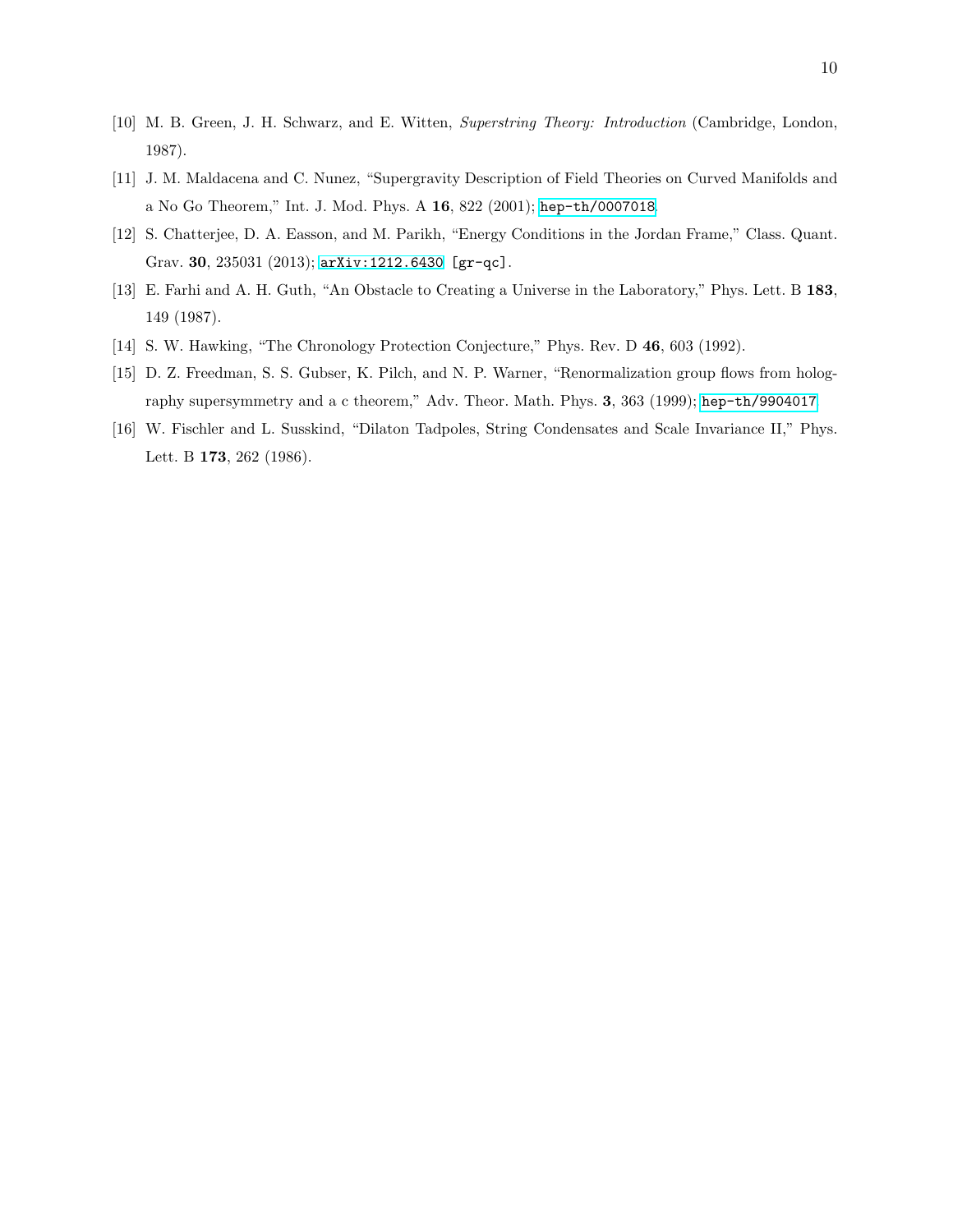[10] M. B. Green, J. H. Schwarz, and E. Witten, *Superstring Theory: Introduction* (Cambridge, London, 1987).

[11] J. M. Maldacena and C. Nunez, "Supergravity Description of Field Theories on Curved Manifolds and a No Go Theorem," Int. J. Mod. Phys. A **16**, 822 (2001); hep-th/0007018.

[12] S. Chatterjee, D. A. Easson, and M. Parikh, "Energy Conditions in the Jordan Frame," Class. Quant. Grav. **30**, 235031 (2013); arXiv:1212.6430 [gr-qc].

[13] E. Farhi and A. H. Guth, "An Obstacle to Creating a Universe in the Laboratory," Phys. Lett. B **183**, 149 (1987).

[14] S. W. Hawking, "The Chronology Protection Conjecture," Phys. Rev. D **46**, 603 (1992).

[15] D. Z. Freedman, S. S. Gubser, K. Pilch, and N. P. Warner, "Renormalization group flows from holography supersymmetry and a c theorem," Adv. Theor. Math. Phys. **3**, 363 (1999); hep-th/9904017

[16] W. Fischler and L. Susskind, "Dilaton Tadpoles, String Condensates and Scale Invariance II," Phys. Lett. B **173**, 262 (1986).